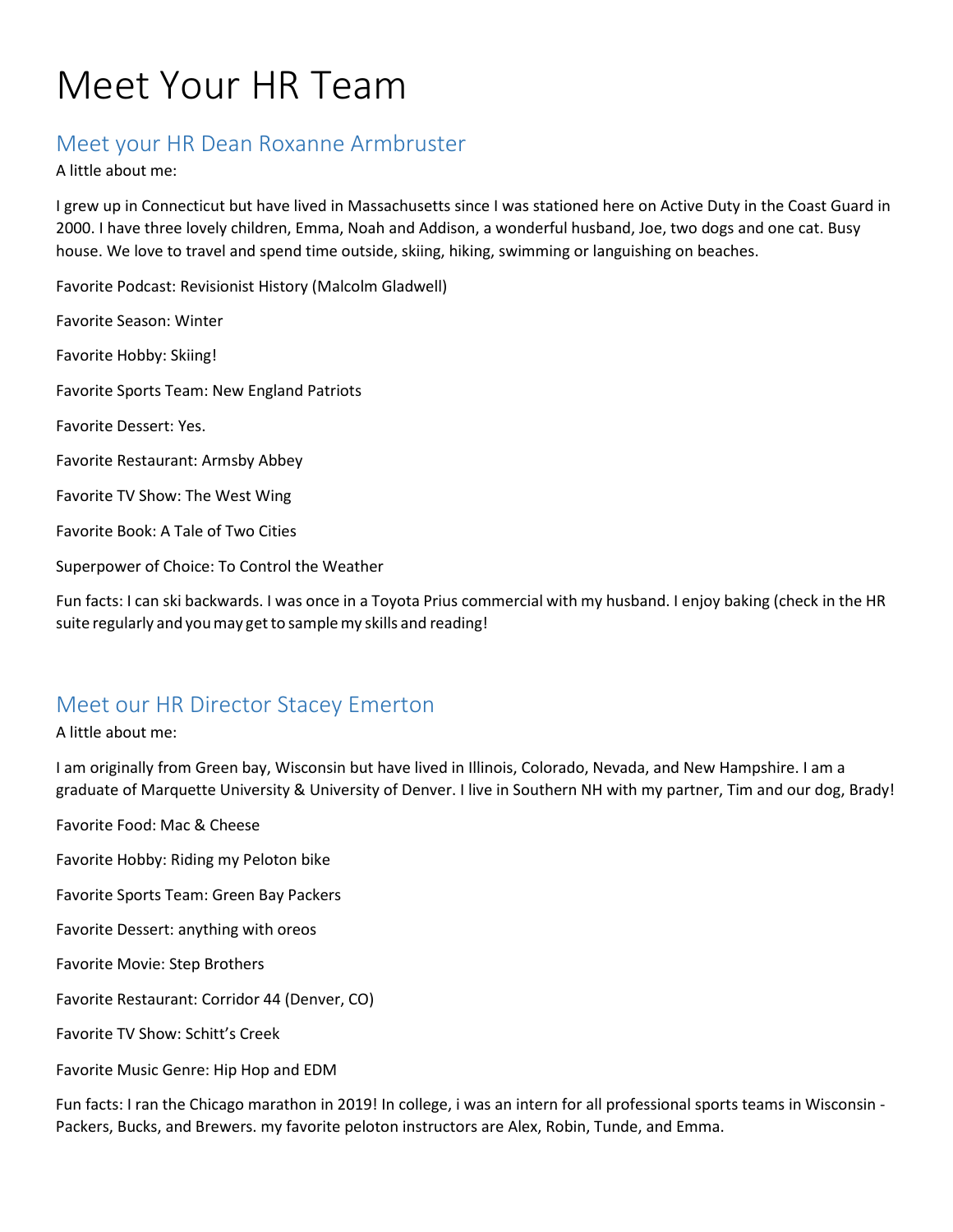# Meet Your HR Team

## Meet your HR Dean Roxanne Armbruster

A little about me:

I grew up in Connecticut but have lived in Massachusetts since I was stationed here on Active Duty in the Coast Guard in 2000. I have three lovely children, Emma, Noah and Addison, a wonderful husband, Joe, two dogs and one cat. Busy house. We love to travel and spend time outside, skiing, hiking, swimming or languishing on beaches.

Favorite Podcast: Revisionist History (Malcolm Gladwell)

Favorite Season: Winter

Favorite Hobby: Skiing!

Favorite Sports Team: New England Patriots

Favorite Dessert: Yes.

Favorite Restaurant: Armsby Abbey

Favorite TV Show: The West Wing

Favorite Book: A Tale of Two Cities

Superpower of Choice: To Control the Weather

Fun facts: I can ski backwards. I was once in a Toyota Prius commercial with my husband. I enjoy baking (check in the HR suite regularly and you may get to sample my skills and reading!

## Meet our HR Director Stacey Emerton

A little about me:

I am originally from Green bay, Wisconsin but have lived in Illinois, Colorado, Nevada, and New Hampshire. I am a graduate of Marquette University & University of Denver. I live in Southern NH with my partner, Tim and our dog, Brady!

Favorite Food: Mac & Cheese

Favorite Hobby: Riding my Peloton bike

Favorite Sports Team: Green Bay Packers

Favorite Dessert: anything with oreos

Favorite Movie: Step Brothers

Favorite Restaurant: Corridor 44 (Denver, CO)

Favorite TV Show: Schitt's Creek

Favorite Music Genre: Hip Hop and EDM

Fun facts: I ran the Chicago marathon in 2019! In college, i was an intern for all professional sports teams in Wisconsin - Packers, Bucks, and Brewers. my favorite peloton instructors are Alex, Robin, Tunde, and Emma.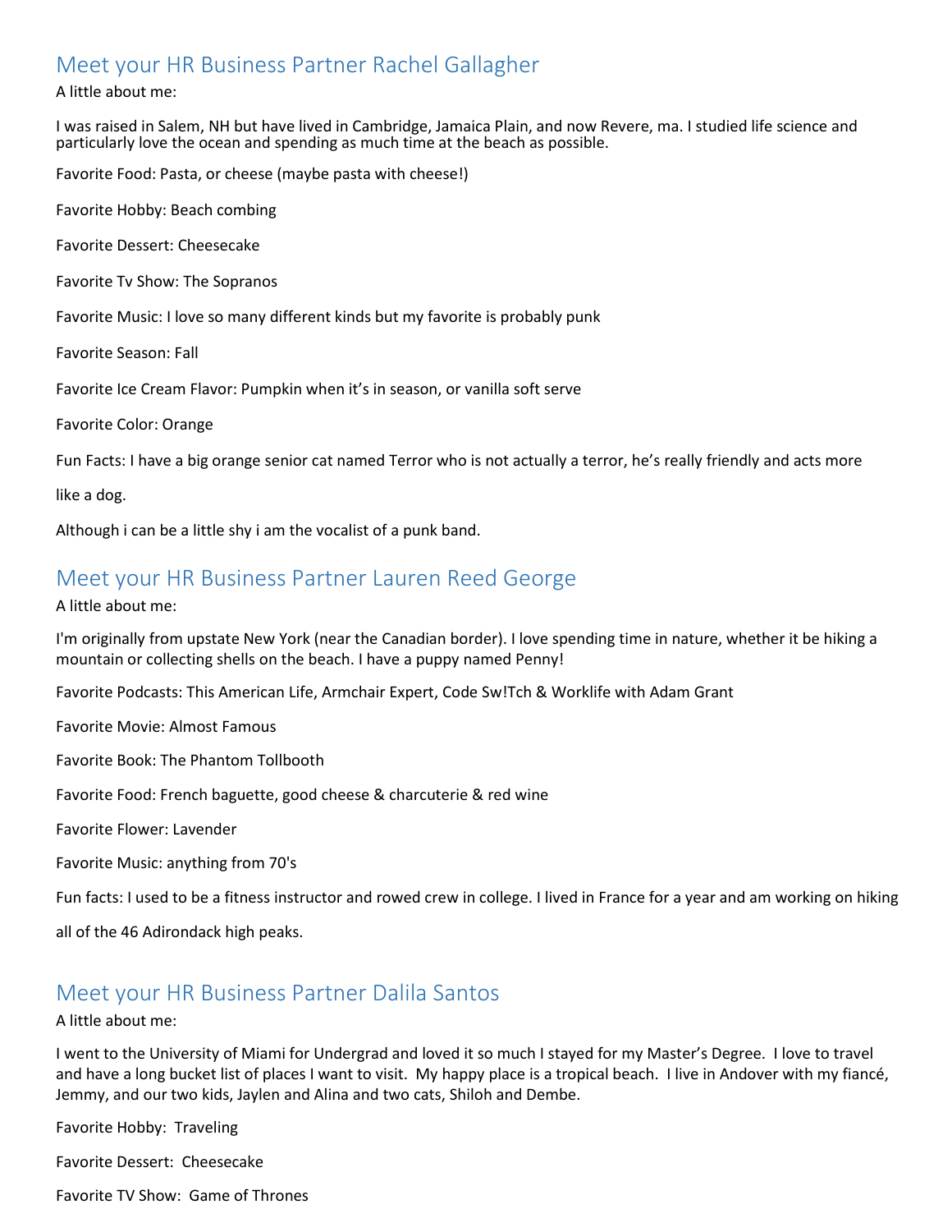## Meet your HR Business Partner Rachel Gallagher

A little about me:

I was raised in Salem, NH but have lived in Cambridge, Jamaica Plain, and now Revere, ma. I studied life science and particularly love the ocean and spending as much time at the beach as possible.

Favorite Food: Pasta, or cheese (maybe pasta with cheese!)

Favorite Hobby: Beach combing

Favorite Dessert: Cheesecake

Favorite Tv Show: The Sopranos

Favorite Music: I love so many different kinds but my favorite is probably punk

Favorite Season: Fall

Favorite Ice Cream Flavor: Pumpkin when it's in season, or vanilla soft serve

Favorite Color: Orange

Fun Facts: I have a big orange senior cat named Terror who is not actually a terror, he's really friendly and acts more like a dog.

Although i can be a little shy i am the vocalist of a punk band.

## Meet your HR Business Partner Lauren Reed George

A little about me:

I'm originally from upstate New York (near the Canadian border). I love spending time in nature, whether it be hiking a mountain or collecting shells on the beach. I have a puppy named Penny!

Favorite Podcasts: This American Life, Armchair Expert, Code Sw!Tch & Worklife with Adam Grant

Favorite Movie: Almost Famous

Favorite Book: The Phantom Tollbooth

Favorite Food: French baguette, good cheese & charcuterie & red wine

Favorite Flower: Lavender

Favorite Music: anything from 70's

Fun facts: I used to be a fitness instructor and rowed crew in college. I lived in France for a year and am working on hiking all of the 46 Adirondack high peaks.

## Meet your HR Business Partner Dalila Santos

A little about me:

I went to the University of Miami for Undergrad and loved it so much I stayed for my Master's Degree. I love to travel and have a long bucket list of places I want to visit. My happy place is a tropical beach. I live in Andover with my fiancé, Jemmy, and our two kids, Jaylen and Alina and two cats, Shiloh and Dembe.

Favorite Hobby: Traveling

Favorite Dessert: Cheesecake

Favorite TV Show: Game of Thrones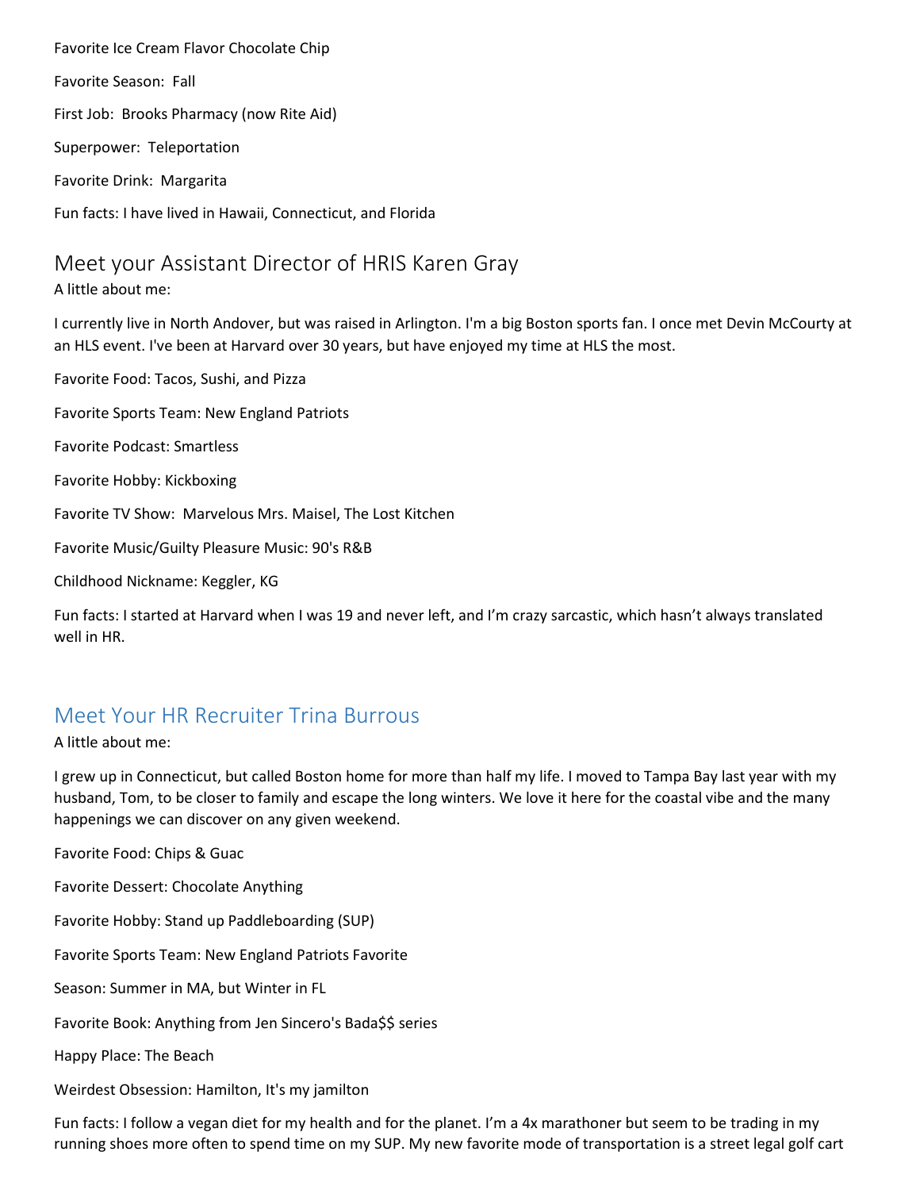Favorite Ice Cream Flavor Chocolate Chip

Favorite Season: Fall

First Job: Brooks Pharmacy (now Rite Aid)

Superpower: Teleportation

Favorite Drink: Margarita

Fun facts: I have lived in Hawaii, Connecticut, and Florida

## Meet your Assistant Director of HRIS Karen Gray

A little about me:

I currently live in North Andover, but was raised in Arlington. I'm a big Boston sports fan. I once met Devin McCourty at an HLS event. I've been at Harvard over 30 years, but have enjoyed my time at HLS the most.

Favorite Food: Tacos, Sushi, and Pizza

Favorite Sports Team: New England Patriots

Favorite Podcast: Smartless

Favorite Hobby: Kickboxing

Favorite TV Show: Marvelous Mrs. Maisel, The Lost Kitchen

Favorite Music/Guilty Pleasure Music: 90's R&B

Childhood Nickname: Keggler, KG

Fun facts: I started at Harvard when I was 19 and never left, and I'm crazy sarcastic, which hasn't always translated well in HR.

## Meet Your HR Recruiter Trina Burrous

A little about me:

I grew up in Connecticut, but called Boston home for more than half my life. I moved to Tampa Bay last year with my husband, Tom, to be closer to family and escape the long winters. We love it here for the coastal vibe and the many happenings we can discover on any given weekend.

Favorite Food: Chips & Guac

Favorite Dessert: Chocolate Anything

Favorite Hobby: Stand up Paddleboarding (SUP)

Favorite Sports Team: New England Patriots Favorite

Season: Summer in MA, but Winter in FL

Favorite Book: Anything from Jen Sincero's Bada$$ series

Happy Place: The Beach

Weirdest Obsession: Hamilton, It's my jamilton

Fun facts: I follow a vegan diet for my health and for the planet. I'm a 4x marathoner but seem to be trading in my running shoes more often to spend time on my SUP. My new favorite mode of transportation is a street legal golf cart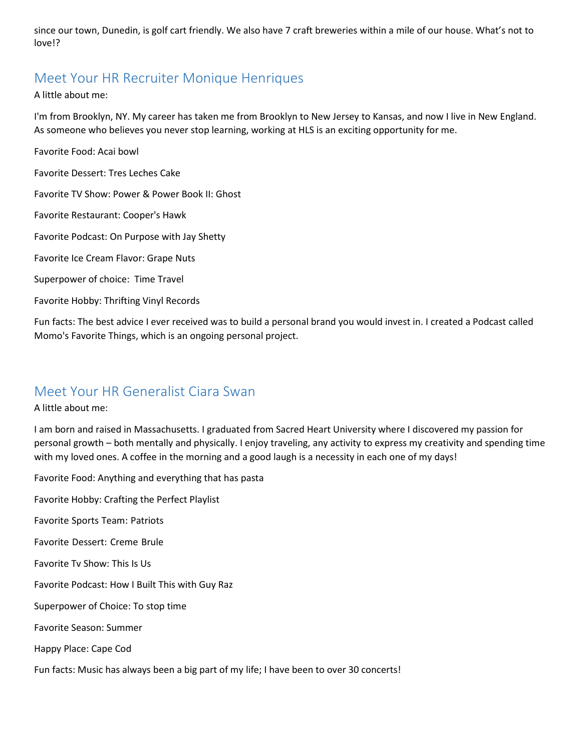since our town, Dunedin, is golf cart friendly. We also have 7 craft breweries within a mile of our house. What's not to love!?

## Meet Your HR Recruiter Monique Henriques

A little about me:

I'm from Brooklyn, NY. My career has taken me from Brooklyn to New Jersey to Kansas, and now I live in New England. As someone who believes you never stop learning, working at HLS is an exciting opportunity for me.

Favorite Food: Acai bowl

Favorite Dessert: Tres Leches Cake

Favorite TV Show: Power & Power Book II: Ghost

Favorite Restaurant: Cooper's Hawk

Favorite Podcast: On Purpose with Jay Shetty

Favorite Ice Cream Flavor: Grape Nuts

Superpower of choice: Time Travel

Favorite Hobby: Thrifting Vinyl Records

Fun facts: The best advice I ever received was to build a personal brand you would invest in. I created a Podcast called Momo's Favorite Things, which is an ongoing personal project.

## Meet Your HR Generalist Ciara Swan

A little about me:

I am born and raised in Massachusetts. I graduated from Sacred Heart University where I discovered my passion for personal growth – both mentally and physically. I enjoy traveling, any activity to express my creativity and spending time with my loved ones. A coffee in the morning and a good laugh is a necessity in each one of my days!

Favorite Food: Anything and everything that has pasta

Favorite Hobby: Crafting the Perfect Playlist

Favorite Sports Team: Patriots

Favorite Dessert: Creme Brule

Favorite Tv Show: This Is Us

Favorite Podcast: How I Built This with Guy Raz

Superpower of Choice: To stop time

Favorite Season: Summer

Happy Place: Cape Cod

Fun facts: Music has always been a big part of my life; I have been to over 30 concerts!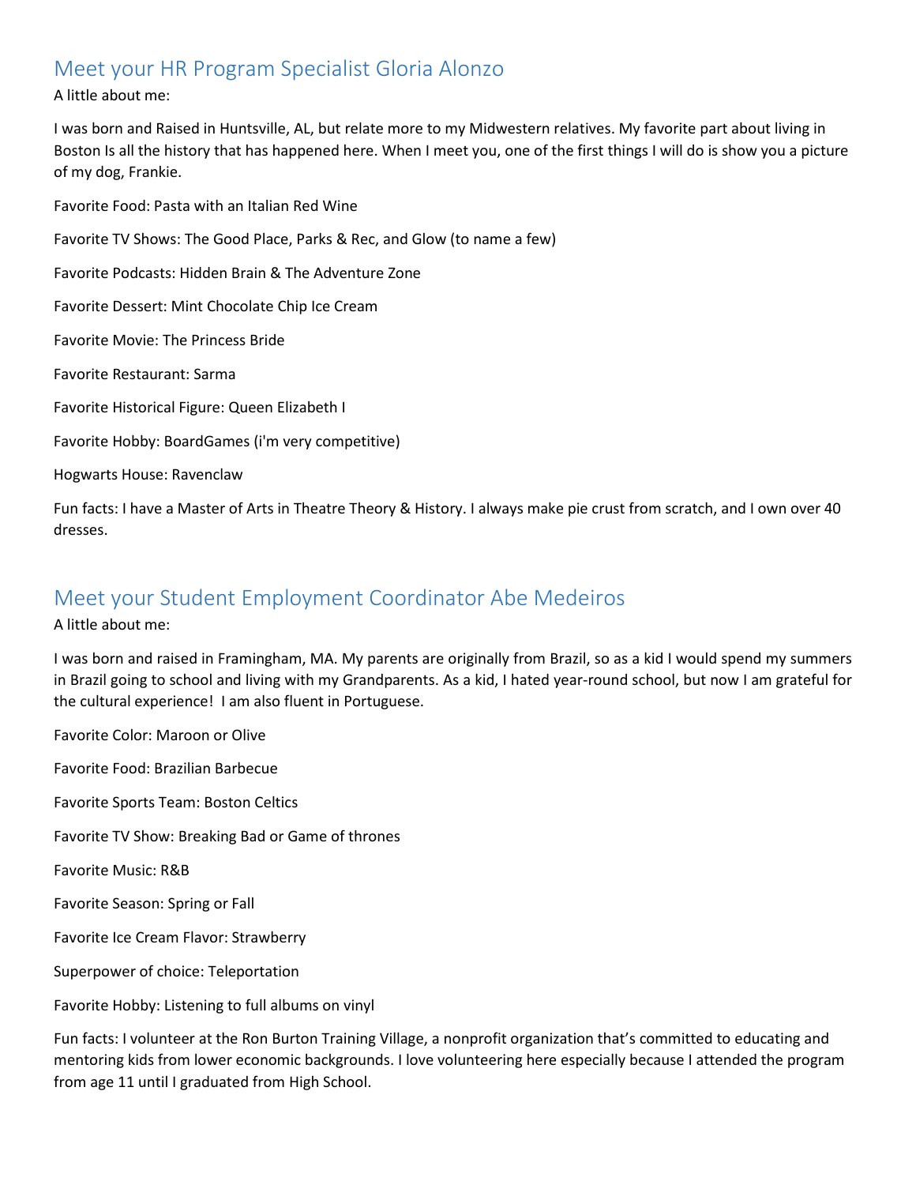## Meet your HR Program Specialist Gloria Alonzo

A little about me:

I was born and Raised in Huntsville, AL, but relate more to my Midwestern relatives. My favorite part about living in Boston Is all the history that has happened here. When I meet you, one of the first things I will do is show you a picture of my dog, Frankie.

Favorite Food: Pasta with an Italian Red Wine

Favorite TV Shows: The Good Place, Parks & Rec, and Glow (to name a few)

Favorite Podcasts: Hidden Brain & The Adventure Zone

Favorite Dessert: Mint Chocolate Chip Ice Cream

Favorite Movie: The Princess Bride

Favorite Restaurant: Sarma

Favorite Historical Figure: Queen Elizabeth I

Favorite Hobby: BoardGames (i'm very competitive)

Hogwarts House: Ravenclaw

Fun facts: I have a Master of Arts in Theatre Theory & History. I always make pie crust from scratch, and I own over 40 dresses.

## Meet your Student Employment Coordinator Abe Medeiros

A little about me:

I was born and raised in Framingham, MA. My parents are originally from Brazil, so as a kid I would spend my summers in Brazil going to school and living with my Grandparents. As a kid, I hated year-round school, but now I am grateful for the cultural experience! I am also fluent in Portuguese.

Favorite Color: Maroon or Olive

Favorite Food: Brazilian Barbecue

Favorite Sports Team: Boston Celtics

Favorite TV Show: Breaking Bad or Game of thrones

Favorite Music: R&B

Favorite Season: Spring or Fall

Favorite Ice Cream Flavor: Strawberry

Superpower of choice: Teleportation

Favorite Hobby: Listening to full albums on vinyl

Fun facts: I volunteer at the Ron Burton Training Village, a nonprofit organization that's committed to educating and mentoring kids from lower economic backgrounds. I love volunteering here especially because I attended the program from age 11 until I graduated from High School.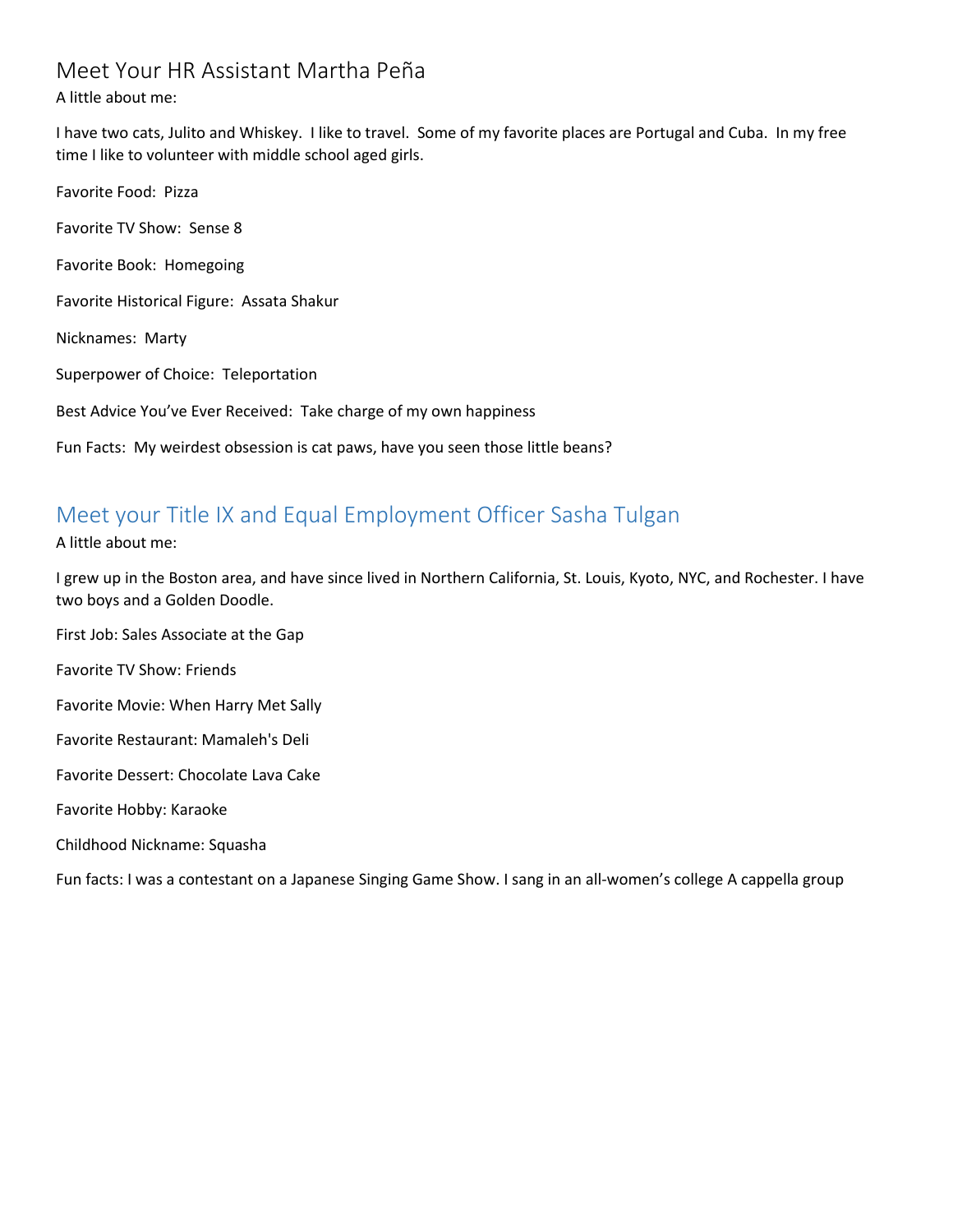## Meet Your HR Assistant Martha Peña

A little about me:

I have two cats, Julito and Whiskey. I like to travel. Some of my favorite places are Portugal and Cuba. In my free time I like to volunteer with middle school aged girls.

Favorite Food: Pizza

Favorite TV Show: Sense 8

Favorite Book: Homegoing

Favorite Historical Figure: Assata Shakur

Nicknames: Marty

Superpower of Choice: Teleportation

Best Advice You've Ever Received: Take charge of my own happiness

Fun Facts: My weirdest obsession is cat paws, have you seen those little beans?

## Meet your Title IX and Equal Employment Officer Sasha Tulgan

A little about me:

I grew up in the Boston area, and have since lived in Northern California, St. Louis, Kyoto, NYC, and Rochester. I have two boys and a Golden Doodle.

First Job: Sales Associate at the Gap

Favorite TV Show: Friends

Favorite Movie: When Harry Met Sally

Favorite Restaurant: Mamaleh's Deli

Favorite Dessert: Chocolate Lava Cake

Favorite Hobby: Karaoke

Childhood Nickname: Squasha

Fun facts: I was a contestant on a Japanese Singing Game Show. I sang in an all-women's college A cappella group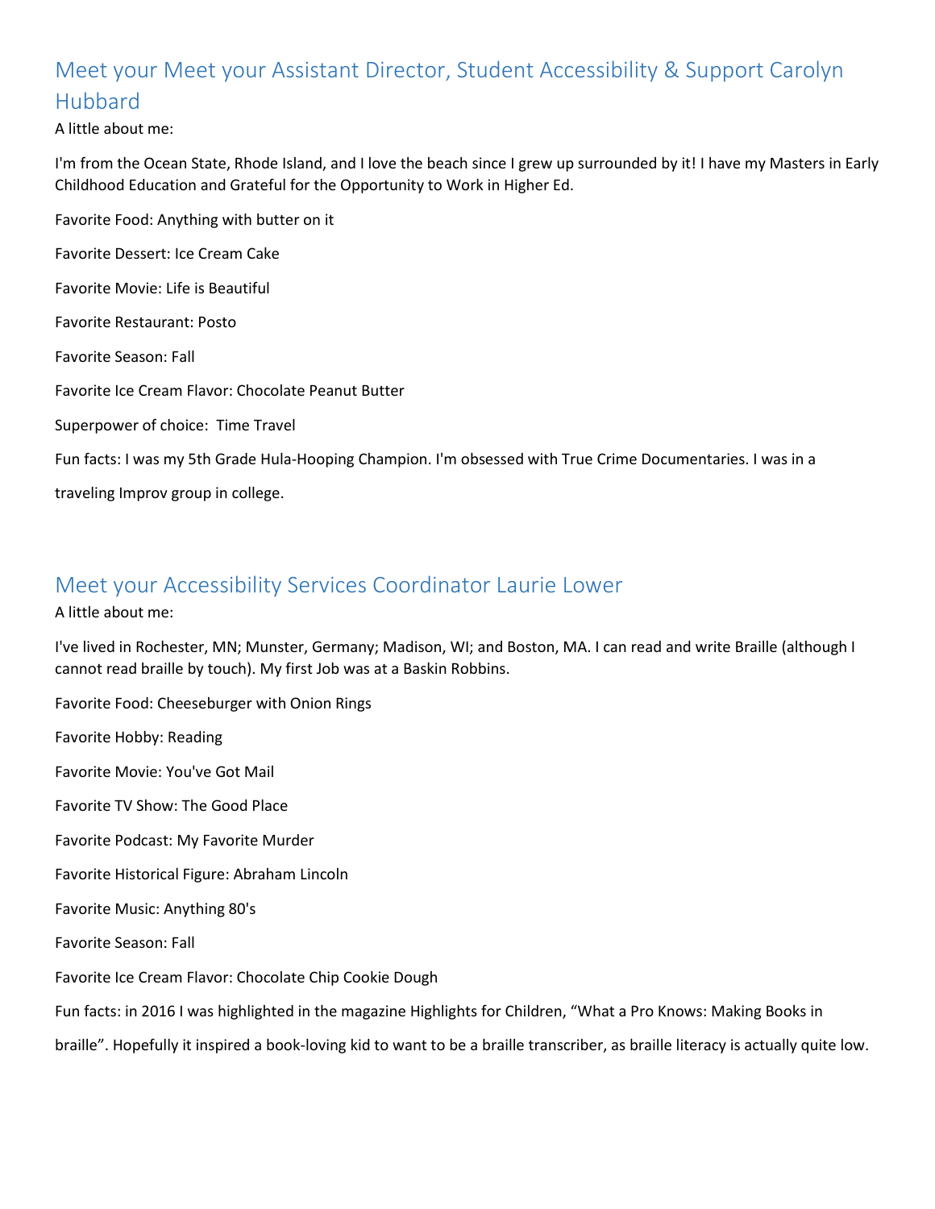## Meet your Meet your Assistant Director, Student Accessibility & Support Carolyn Hubbard

A little about me:

I'm from the Ocean State, Rhode Island, and I love the beach since I grew up surrounded by it! I have my Masters in Early Childhood Education and Grateful for the Opportunity to Work in Higher Ed.

Favorite Food: Anything with butter on it

Favorite Dessert: Ice Cream Cake

Favorite Movie: Life is Beautiful

Favorite Restaurant: Posto

Favorite Season: Fall

Favorite Ice Cream Flavor: Chocolate Peanut Butter

Superpower of choice: Time Travel

Fun facts: I was my 5th Grade Hula-Hooping Champion. I'm obsessed with True Crime Documentaries. I was in a traveling Improv group in college.

## Meet your Accessibility Services Coordinator Laurie Lower

A little about me:

I've lived in Rochester, MN; Munster, Germany; Madison, WI; and Boston, MA. I can read and write Braille (although I cannot read braille by touch). My first Job was at a Baskin Robbins.

Favorite Food: Cheeseburger with Onion Rings

Favorite Hobby: Reading

Favorite Movie: You've Got Mail

Favorite TV Show: The Good Place

Favorite Podcast: My Favorite Murder

Favorite Historical Figure: Abraham Lincoln

Favorite Music: Anything 80's

Favorite Season: Fall

Favorite Ice Cream Flavor: Chocolate Chip Cookie Dough

Fun facts: in 2016 I was highlighted in the magazine Highlights for Children, “What a Pro Knows: Making Books in braille”. Hopefully it inspired a book-loving kid to want to be a braille transcriber, as braille literacy is actually quite low.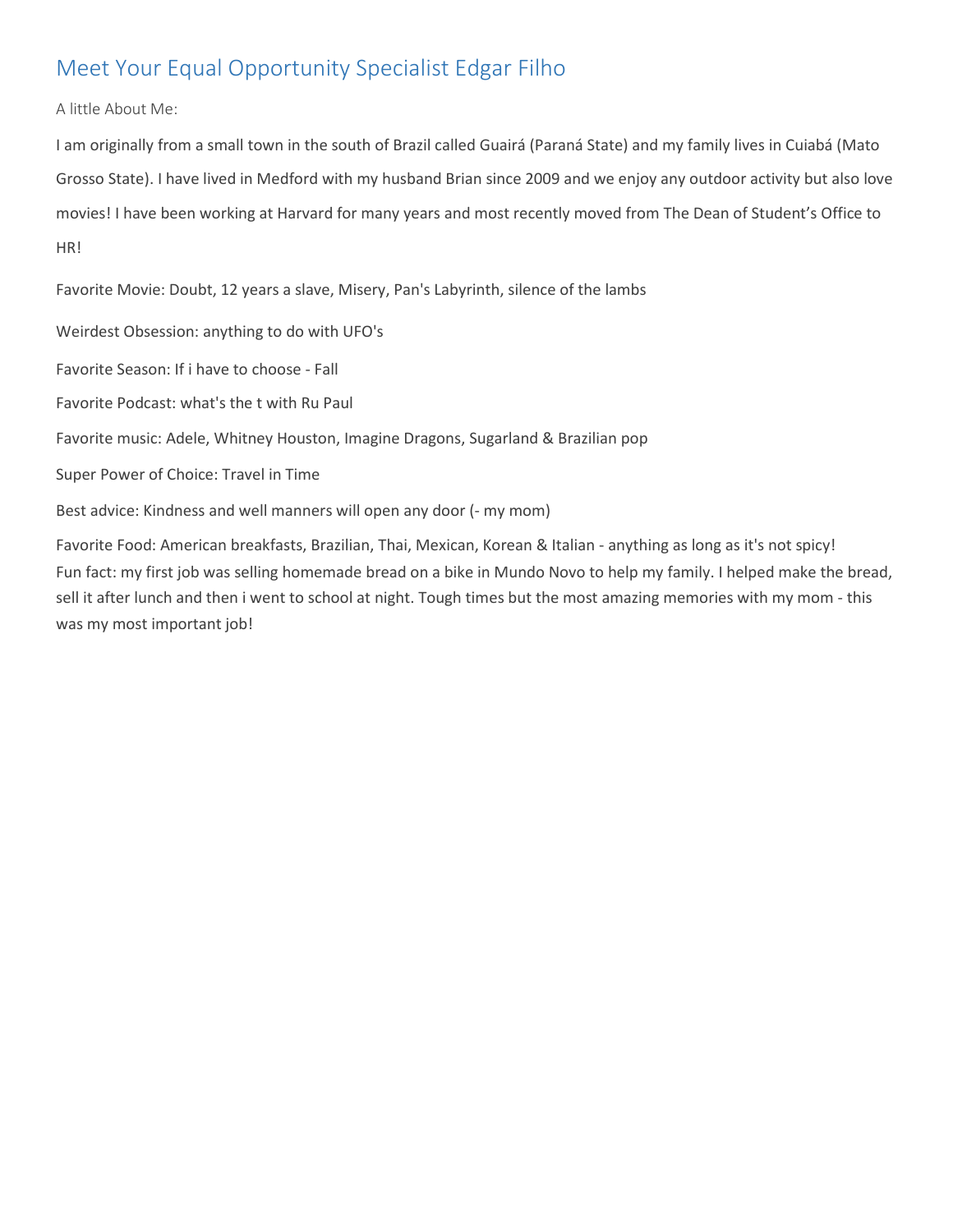## Meet Your Equal Opportunity Specialist Edgar Filho

A little About Me:

I am originally from a small town in the south of Brazil called Guairá (Paraná State) and my family lives in Cuiabá (Mato Grosso State). I have lived in Medford with my husband Brian since 2009 and we enjoy any outdoor activity but also love movies! I have been working at Harvard for many years and most recently moved from The Dean of Student's Office to HR!

Favorite Movie: Doubt, 12 years a slave, Misery, Pan's Labyrinth, silence of the lambs

Weirdest Obsession: anything to do with UFO's

Favorite Season: If i have to choose - Fall

Favorite Podcast: what's the t with Ru Paul

Favorite music: Adele, Whitney Houston, Imagine Dragons, Sugarland & Brazilian pop

Super Power of Choice: Travel in Time

Best advice: Kindness and well manners will open any door (- my mom)

Favorite Food: American breakfasts, Brazilian, Thai, Mexican, Korean & Italian - anything as long as it's not spicy!
Fun fact: my first job was selling homemade bread on a bike in Mundo Novo to help my family. I helped make the bread, sell it after lunch and then i went to school at night. Tough times but the most amazing memories with my mom - this was my most important job!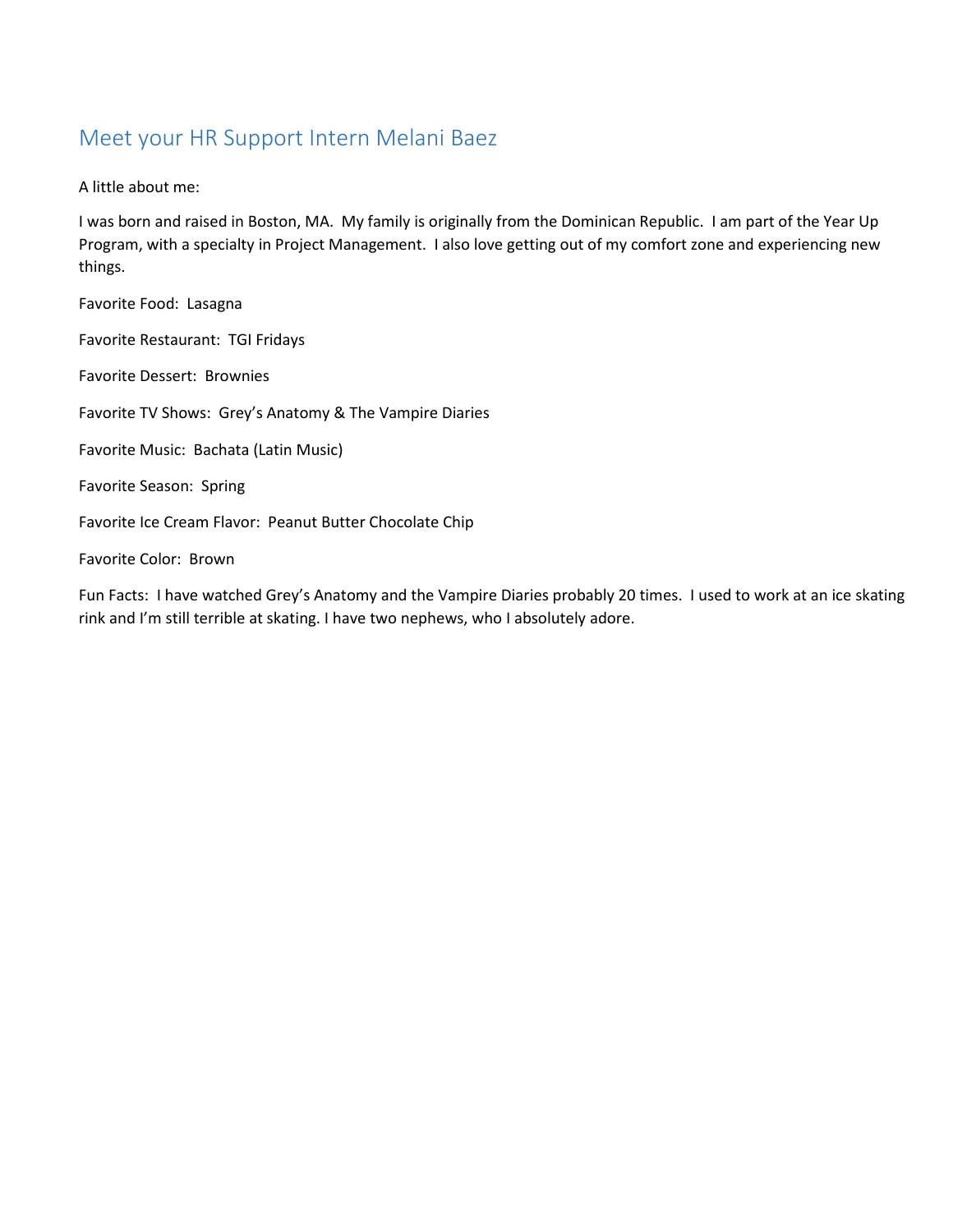## Meet your HR Support Intern Melani Baez

A little about me:

I was born and raised in Boston, MA. My family is originally from the Dominican Republic. I am part of the Year Up Program, with a specialty in Project Management. I also love getting out of my comfort zone and experiencing new things.

Favorite Food: Lasagna

Favorite Restaurant: TGI Fridays

Favorite Dessert: Brownies

Favorite TV Shows: Grey's Anatomy & The Vampire Diaries

Favorite Music: Bachata (Latin Music)

Favorite Season: Spring

Favorite Ice Cream Flavor: Peanut Butter Chocolate Chip

Favorite Color: Brown

Fun Facts: I have watched Grey's Anatomy and the Vampire Diaries probably 20 times. I used to work at an ice skating rink and I'm still terrible at skating. I have two nephews, who I absolutely adore.